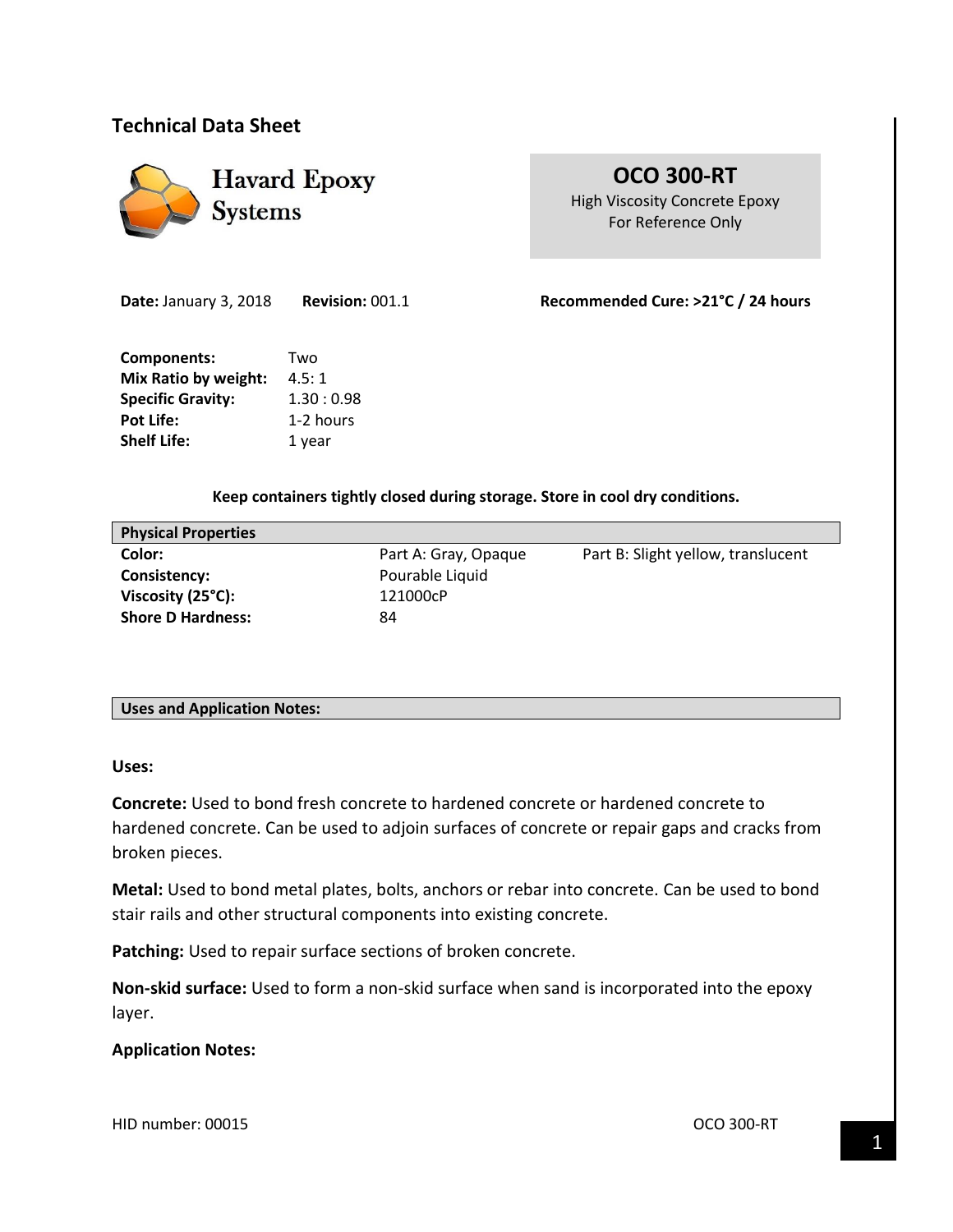## Technical Data Sheet

**Havard Epoxy Systems**

**OCO 300-RT**
High Viscosity Concrete Epoxy
For Reference Only

**Date:** January 3, 2018 **Revision:** 001.1 **Recommended Cure: >21°C / 24 hours**

| | |
|---|---|
| **Components:** | Two |
| **Mix Ratio by weight:** | 4.5: 1 |
| **Specific Gravity:** | 1.30 : 0.98 |
| **Pot Life:** | 1-2 hours |
| **Shelf Life:** | 1 year |

**Keep containers tightly closed during storage. Store in cool dry conditions.**

| **Physical Properties** | | |
|---|---|---|
| **Color:** | Part A: Gray, Opaque | Part B: Slight yellow, translucent |
| **Consistency:** | Pourable Liquid | |
| **Viscosity (25°C):** | 121000cP | |
| **Shore D Hardness:** | 84 | |

**Uses and Application Notes:**

**Uses:**

**Concrete:** Used to bond fresh concrete to hardened concrete or hardened concrete to hardened concrete. Can be used to adjoin surfaces of concrete or repair gaps and cracks from broken pieces.

**Metal:** Used to bond metal plates, bolts, anchors or rebar into concrete. Can be used to bond stair rails and other structural components into existing concrete.

**Patching:** Used to repair surface sections of broken concrete.

**Non-skid surface:** Used to form a non-skid surface when sand is incorporated into the epoxy layer.

**Application Notes:**

HID number: 00015 OCO 300-RT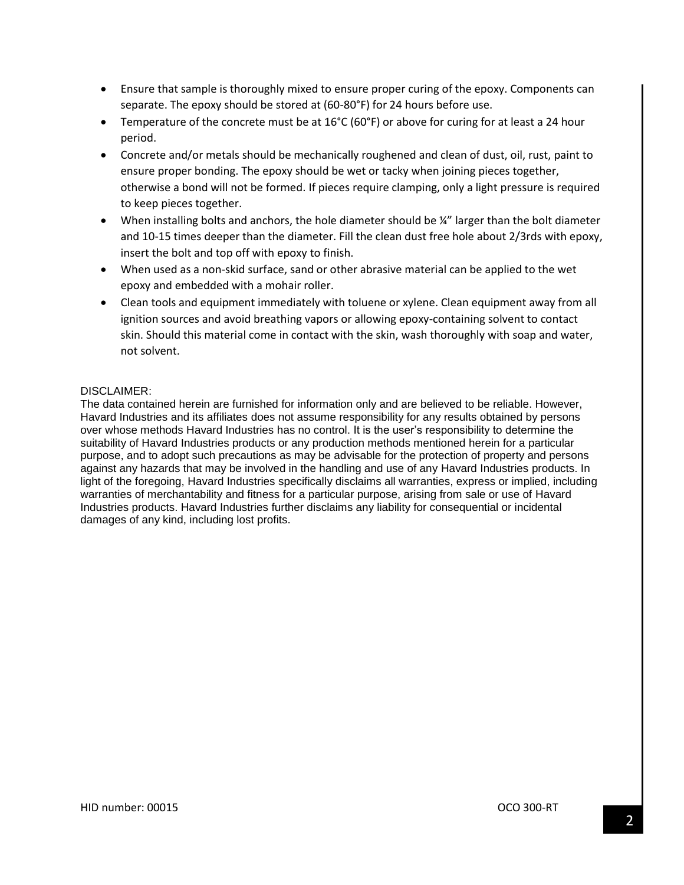- Ensure that sample is thoroughly mixed to ensure proper curing of the epoxy. Components can separate. The epoxy should be stored at (60-80°F) for 24 hours before use.
- Temperature of the concrete must be at 16°C (60°F) or above for curing for at least a 24 hour period.
- Concrete and/or metals should be mechanically roughened and clean of dust, oil, rust, paint to ensure proper bonding. The epoxy should be wet or tacky when joining pieces together, otherwise a bond will not be formed. If pieces require clamping, only a light pressure is required to keep pieces together.
- When installing bolts and anchors, the hole diameter should be ¼" larger than the bolt diameter and 10-15 times deeper than the diameter. Fill the clean dust free hole about 2/3rds with epoxy, insert the bolt and top off with epoxy to finish.
- When used as a non-skid surface, sand or other abrasive material can be applied to the wet epoxy and embedded with a mohair roller.
- Clean tools and equipment immediately with toluene or xylene. Clean equipment away from all ignition sources and avoid breathing vapors or allowing epoxy-containing solvent to contact skin. Should this material come in contact with the skin, wash thoroughly with soap and water, not solvent.

DISCLAIMER:

The data contained herein are furnished for information only and are believed to be reliable. However, Havard Industries and its affiliates does not assume responsibility for any results obtained by persons over whose methods Havard Industries has no control. It is the user's responsibility to determine the suitability of Havard Industries products or any production methods mentioned herein for a particular purpose, and to adopt such precautions as may be advisable for the protection of property and persons against any hazards that may be involved in the handling and use of any Havard Industries products. In light of the foregoing, Havard Industries specifically disclaims all warranties, express or implied, including warranties of merchantability and fitness for a particular purpose, arising from sale or use of Havard Industries products. Havard Industries further disclaims any liability for consequential or incidental damages of any kind, including lost profits.

HID number: 00015 OCO 300-RT